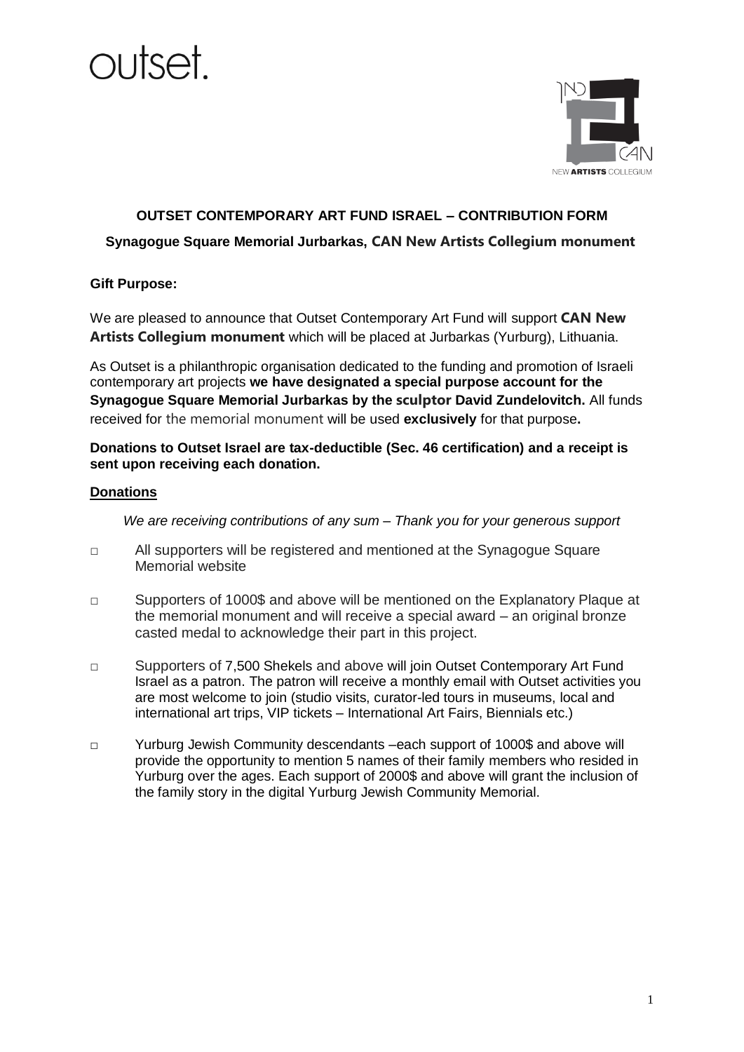outset.

**OUTSET CONTEMPORARY ART FUND ISRAEL – CONTRIBUTION FORM**

**Synagogue Square Memorial Jurbarkas, CAN New Artists Collegium monument**

**Gift Purpose:**

We are pleased to announce that Outset Contemporary Art Fund will support **CAN New Artists Collegium monument** which will be placed at Jurbarkas (Yurburg), Lithuania.

As Outset is a philanthropic organisation dedicated to the funding and promotion of Israeli contemporary art projects **we have designated a special purpose account for the Synagogue Square Memorial Jurbarkas by the sculptor David Zundelovitch.** All funds received for the memorial monument will be used **exclusively** for that purpose**.**

**Donations to Outset Israel are tax-deductible (Sec. 46 certification) and a receipt is sent upon receiving each donation.**

**Donations**

*We are receiving contributions of any sum – Thank you for your generous support*

- □ All supporters will be registered and mentioned at the Synagogue Square Memorial website
- □ Supporters of 1000$ and above will be mentioned on the Explanatory Plaque at the memorial monument and will receive a special award – an original bronze casted medal to acknowledge their part in this project.
- □ Supporters of 7,500 Shekels and above will join Outset Contemporary Art Fund Israel as a patron. The patron will receive a monthly email with Outset activities you are most welcome to join (studio visits, curator-led tours in museums, local and international art trips, VIP tickets – International Art Fairs, Biennials etc.)
- □ Yurburg Jewish Community descendants –each support of 1000$ and above will provide the opportunity to mention 5 names of their family members who resided in Yurburg over the ages. Each support of 2000$ and above will grant the inclusion of the family story in the digital Yurburg Jewish Community Memorial.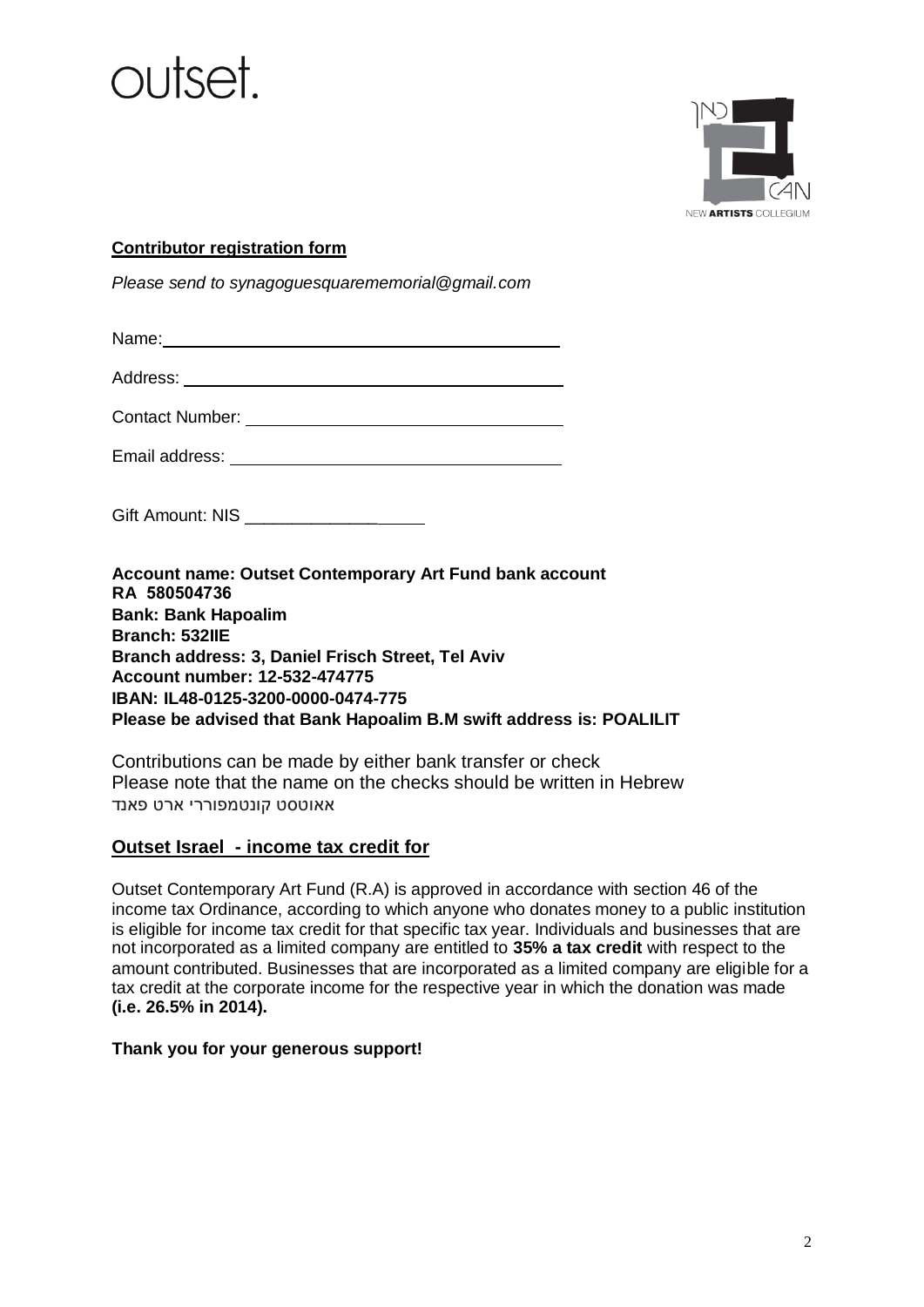outset.

כאן
CAN
NEW **ARTISTS** COLLEGIUM

**Contributor registration form**

*Please send to synagoguesquarememorial@gmail.com*

Name: ____________________________________________

Address: __________________________________________

Contact Number: ___________________________________

Email address: _____________________________________

Gift Amount: NIS ___________________

**Account name: Outset Contemporary Art Fund bank account**
**RA 580504736**
**Bank: Bank Hapoalim**
**Branch: 532IIE**
**Branch address: 3, Daniel Frisch Street, Tel Aviv**
**Account number: 12-532-474775**
**IBAN: IL48-0125-3200-0000-0474-775**
**Please be advised that Bank Hapoalim B.M swift address is: POALILIT**

Contributions can be made by either bank transfer or check
Please note that the name on the checks should be written in Hebrew
אאוטסט קונטמפוררי ארט פאנד

## Outset Israel - income tax credit for

Outset Contemporary Art Fund (R.A) is approved in accordance with section 46 of the income tax Ordinance, according to which anyone who donates money to a public institution is eligible for income tax credit for that specific tax year. Individuals and businesses that are not incorporated as a limited company are entitled to **35% a tax credit** with respect to the amount contributed. Businesses that are incorporated as a limited company are eligible for a tax credit at the corporate income for the respective year in which the donation was made **(i.e. 26.5% in 2014).**

**Thank you for your generous support!**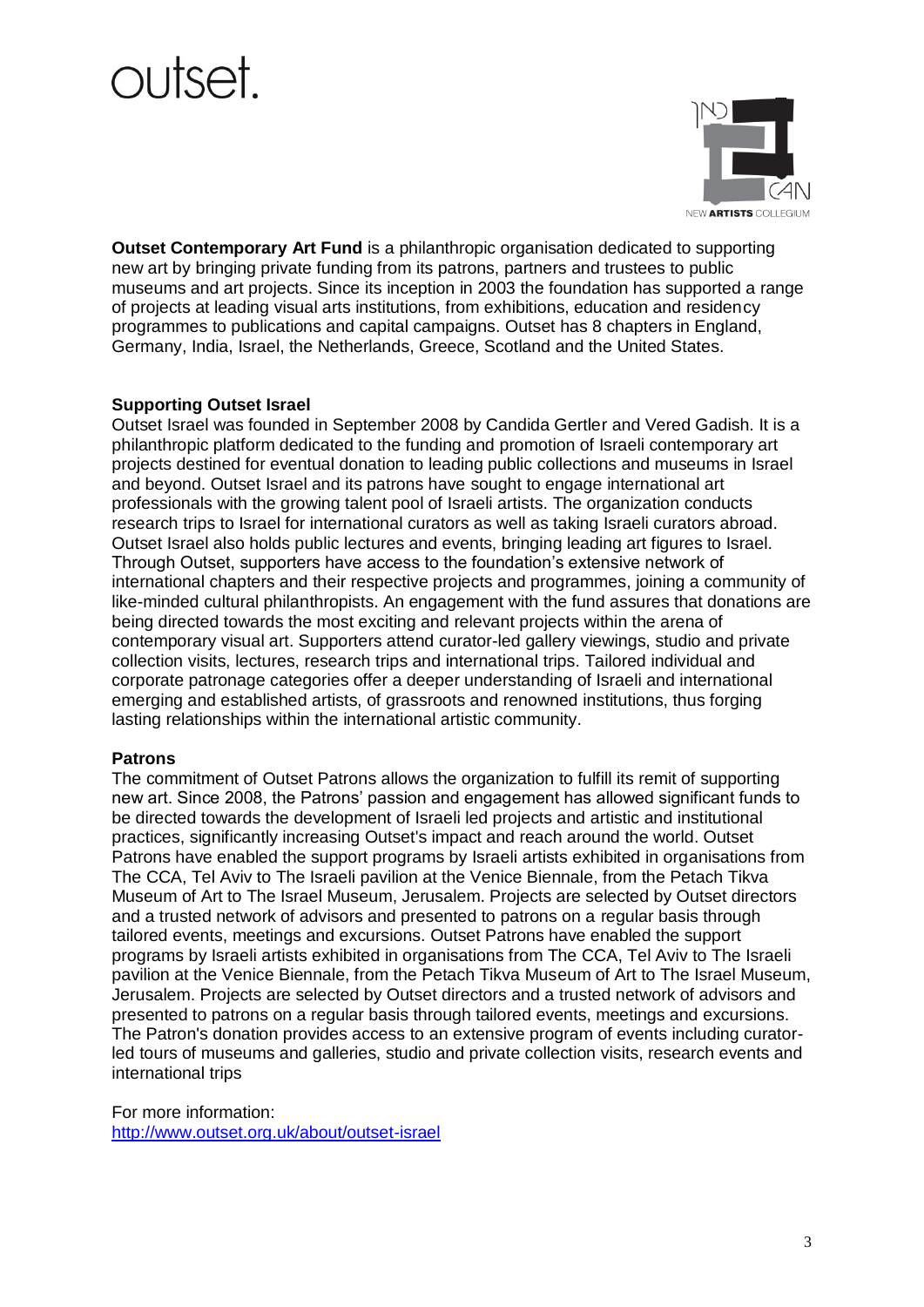outset.

**Outset Contemporary Art Fund** is a philanthropic organisation dedicated to supporting new art by bringing private funding from its patrons, partners and trustees to public museums and art projects. Since its inception in 2003 the foundation has supported a range of projects at leading visual arts institutions, from exhibitions, education and residency programmes to publications and capital campaigns. Outset has 8 chapters in England, Germany, India, Israel, the Netherlands, Greece, Scotland and the United States.

**Supporting Outset Israel**

Outset Israel was founded in September 2008 by Candida Gertler and Vered Gadish. It is a philanthropic platform dedicated to the funding and promotion of Israeli contemporary art projects destined for eventual donation to leading public collections and museums in Israel and beyond. Outset Israel and its patrons have sought to engage international art professionals with the growing talent pool of Israeli artists. The organization conducts research trips to Israel for international curators as well as taking Israeli curators abroad. Outset Israel also holds public lectures and events, bringing leading art figures to Israel. Through Outset, supporters have access to the foundation's extensive network of international chapters and their respective projects and programmes, joining a community of like-minded cultural philanthropists. An engagement with the fund assures that donations are being directed towards the most exciting and relevant projects within the arena of contemporary visual art. Supporters attend curator-led gallery viewings, studio and private collection visits, lectures, research trips and international trips. Tailored individual and corporate patronage categories offer a deeper understanding of Israeli and international emerging and established artists, of grassroots and renowned institutions, thus forging lasting relationships within the international artistic community.

**Patrons**

The commitment of Outset Patrons allows the organization to fulfill its remit of supporting new art. Since 2008, the Patrons' passion and engagement has allowed significant funds to be directed towards the development of Israeli led projects and artistic and institutional practices, significantly increasing Outset's impact and reach around the world. Outset Patrons have enabled the support programs by Israeli artists exhibited in organisations from The CCA, Tel Aviv to The Israeli pavilion at the Venice Biennale, from the Petach Tikva Museum of Art to The Israel Museum, Jerusalem. Projects are selected by Outset directors and a trusted network of advisors and presented to patrons on a regular basis through tailored events, meetings and excursions. Outset Patrons have enabled the support programs by Israeli artists exhibited in organisations from The CCA, Tel Aviv to The Israeli pavilion at the Venice Biennale, from the Petach Tikva Museum of Art to The Israel Museum, Jerusalem. Projects are selected by Outset directors and a trusted network of advisors and presented to patrons on a regular basis through tailored events, meetings and excursions. The Patron's donation provides access to an extensive program of events including curator-led tours of museums and galleries, studio and private collection visits, research events and international trips

For more information:
http://www.outset.org.uk/about/outset-israel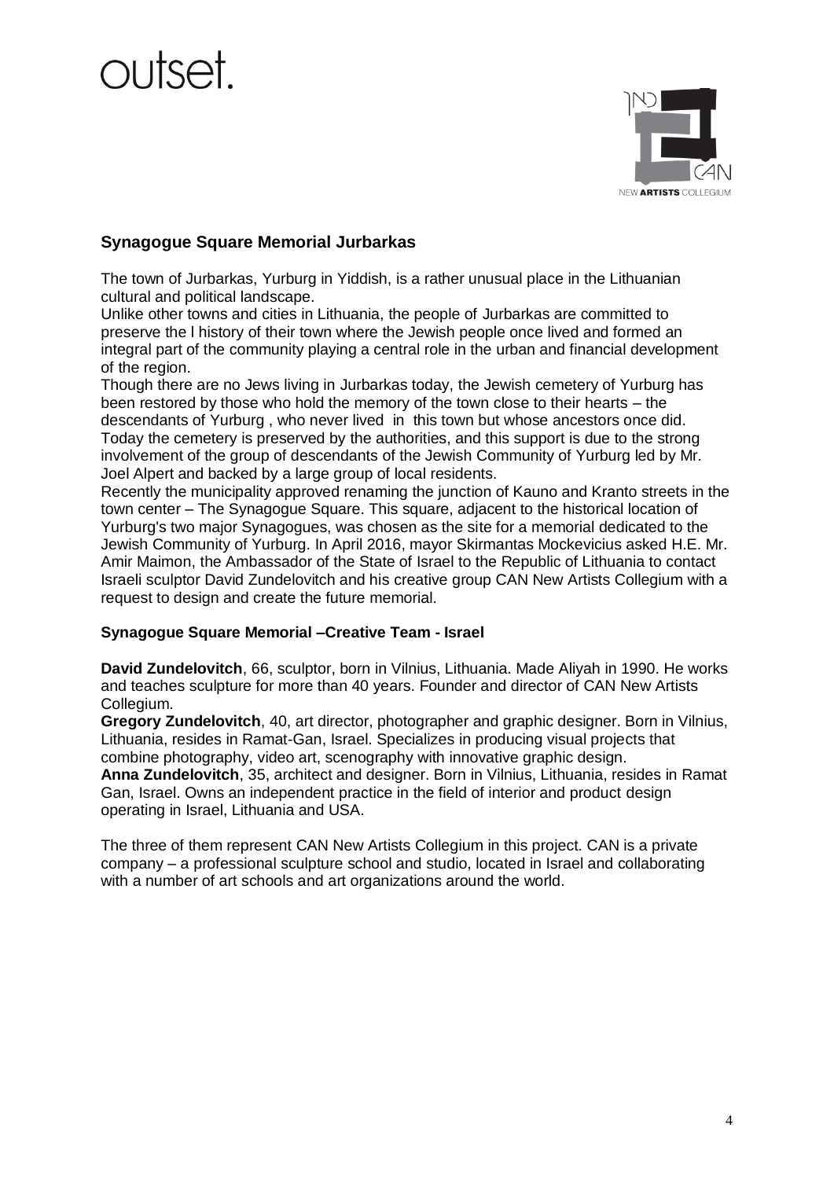outset.

NEW **ARTISTS** COLLEGIUM

### Synagogue Square Memorial Jurbarkas

The town of Jurbarkas, Yurburg in Yiddish, is a rather unusual place in the Lithuanian cultural and political landscape.

Unlike other towns and cities in Lithuania, the people of Jurbarkas are committed to preserve the l history of their town where the Jewish people once lived and formed an integral part of the community playing a central role in the urban and financial development of the region.

Though there are no Jews living in Jurbarkas today, the Jewish cemetery of Yurburg has been restored by those who hold the memory of the town close to their hearts – the descendants of Yurburg , who never lived in this town but whose ancestors once did. Today the cemetery is preserved by the authorities, and this support is due to the strong involvement of the group of descendants of the Jewish Community of Yurburg led by Mr. Joel Alpert and backed by a large group of local residents.

Recently the municipality approved renaming the junction of Kauno and Kranto streets in the town center – The Synagogue Square. This square, adjacent to the historical location of Yurburg's two major Synagogues, was chosen as the site for a memorial dedicated to the Jewish Community of Yurburg. In April 2016, mayor Skirmantas Mockevicius asked H.E. Mr. Amir Maimon, the Ambassador of the State of Israel to the Republic of Lithuania to contact Israeli sculptor David Zundelovitch and his creative group CAN New Artists Collegium with a request to design and create the future memorial.

#### Synagogue Square Memorial –Creative Team - Israel

**David Zundelovitch**, 66, sculptor, born in Vilnius, Lithuania. Made Aliyah in 1990. He works and teaches sculpture for more than 40 years. Founder and director of CAN New Artists Collegium.

**Gregory Zundelovitch**, 40, art director, photographer and graphic designer. Born in Vilnius, Lithuania, resides in Ramat-Gan, Israel. Specializes in producing visual projects that combine photography, video art, scenography with innovative graphic design.

**Anna Zundelovitch**, 35, architect and designer. Born in Vilnius, Lithuania, resides in Ramat Gan, Israel. Owns an independent practice in the field of interior and product design operating in Israel, Lithuania and USA.

The three of them represent CAN New Artists Collegium in this project. CAN is a private company – a professional sculpture school and studio, located in Israel and collaborating with a number of art schools and art organizations around the world.